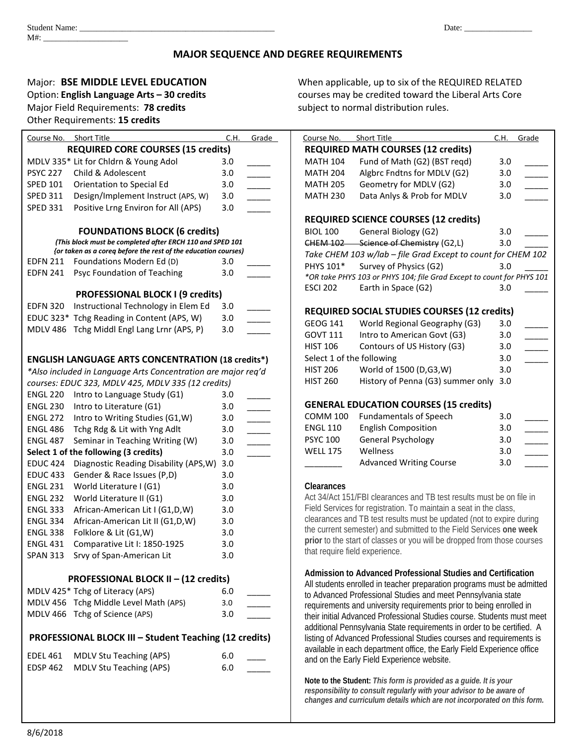Student Name: ______________________________________________ Date: ________________

M#: ____________________

# MAJOR SEQUENCE AND DEGREE REQUIREMENTS

Major: **BSE MIDDLE LEVEL EDUCATION**
Option: **English Language Arts – 30 credits**
Major Field Requirements: **78 credits**
Other Requirements: **15 credits**

When applicable, up to six of the REQUIRED RELATED courses may be credited toward the Liberal Arts Core subject to normal distribution rules.

| Course No. | Short Title | C.H. | Grade |
|---|---|---|---|
| | **REQUIRED CORE COURSES (15 credits)** | | |
| MDLV 335* | Lit for Chldrn & Young Adol | 3.0 | _____ |
| PSYC 227 | Child & Adolescent | 3.0 | _____ |
| SPED 101 | Orientation to Special Ed | 3.0 | _____ |
| SPED 311 | Design/Implement Instruct (APS, W) | 3.0 | _____ |
| SPED 331 | Positive Lrng Environ for All (APS) | 3.0 | _____ |
| | **FOUNDATIONS BLOCK (6 credits)** | | |
| | *(This block must be completed after ERCH 110 and SPED 101 {or taken as a coreq before the rest of the education courses)* | | |
| EDFN 211 | Foundations Modern Ed (D) | 3.0 | _____ |
| EDFN 241 | Psyc Foundation of Teaching | 3.0 | _____ |
| | **PROFESSIONAL BLOCK I (9 credits)** | | |
| EDFN 320 | Instructional Technology in Elem Ed | 3.0 | _____ |
| EDUC 323* | Tchg Reading in Content (APS, W) | 3.0 | _____ |
| MDLV 486 | Tchg Middl Engl Lang Lrnr (APS, P) | 3.0 | _____ |
| | **ENGLISH LANGUAGE ARTS CONCENTRATION (18 credits*)** | | |
| | *\*Also included in Language Arts Concentration are major req'd courses: EDUC 323, MDLV 425, MDLV 335 (12 credits)* | | |
| ENGL 220 | Intro to Language Study (G1) | 3.0 | _____ |
| ENGL 230 | Intro to Literature (G1) | 3.0 | _____ |
| ENGL 272 | Intro to Writing Studies (G1,W) | 3.0 | _____ |
| ENGL 486 | Tchg Rdg & Lit with Yng Adlt | 3.0 | _____ |
| ENGL 487 | Seminar in Teaching Writing (W) | 3.0 | _____ |
| **Select 1 of the following (3 credits)** | | 3.0 | _____ |
| EDUC 424 | Diagnostic Reading Disability (APS,W) | 3.0 | |
| EDUC 433 | Gender & Race Issues (P,D) | 3.0 | |
| ENGL 231 | World Literature I (G1) | 3.0 | |
| ENGL 232 | World Literature II (G1) | 3.0 | |
| ENGL 333 | African-American Lit I (G1,D,W) | 3.0 | |
| ENGL 334 | African-American Lit II (G1,D,W) | 3.0 | |
| ENGL 338 | Folklore & Lit (G1,W) | 3.0 | |
| ENGL 431 | Comparative Lit I: 1850-1925 | 3.0 | |
| SPAN 313 | Srvy of Span-American Lit | 3.0 | |
| | **PROFESSIONAL BLOCK II – (12 credits)** | | |
| MDLV 425* | Tchg of Literacy (APS) | 6.0 | _____ |
| MDLV 456 | Tchg Middle Level Math (APS) | 3.0 | _____ |
| MDLV 466 | Tchg of Science (APS) | 3.0 | _____ |
| | **PROFESSIONAL BLOCK III – Student Teaching (12 credits)** | | |
| EDEL 461 | MDLV Stu Teaching (APS) | 6.0 | ____ |
| EDSP 462 | MDLV Stu Teaching (APS) | 6.0 | _____ |

| Course No. | Short Title | C.H. | Grade |
|---|---|---|---|
| | **REQUIRED MATH COURSES (12 credits)** | | |
| MATH 104 | Fund of Math (G2) (BST reqd) | 3.0 | _____ |
| MATH 204 | Algbrc Fndtns for MDLV (G2) | 3.0 | _____ |
| MATH 205 | Geometry for MDLV (G2) | 3.0 | _____ |
| MATH 230 | Data Anlys & Prob for MDLV | 3.0 | _____ |
| | **REQUIRED SCIENCE COURSES (12 credits)** | | |
| BIOL 100 | General Biology (G2) | 3.0 | _____ |
| ~~CHEM 102~~ | ~~Science of Chemistry~~ (G2,L) | 3.0 | _____ |
| | *Take CHEM 103 w/lab – file Grad Except to count for CHEM 102* | | |
| PHYS 101* | Survey of Physics (G2) | 3.0 | _____ |
| | *\*OR take PHYS 103 or PHYS 104; file Grad Except to count for PHYS 101* | | |
| ESCI 202 | Earth in Space (G2) | 3.0 | _____ |
| | **REQUIRED SOCIAL STUDIES COURSES (12 credits)** | | |
| GEOG 141 | World Regional Geography (G3) | 3.0 | _____ |
| GOVT 111 | Intro to American Govt (G3) | 3.0 | _____ |
| HIST 106 | Contours of US History (G3) | 3.0 | _____ |
| Select 1 of the following | | 3.0 | _____ |
| HIST 206 | World of 1500 (D,G3,W) | 3.0 | |
| HIST 260 | History of Penna (G3) summer only | 3.0 | |
| | **GENERAL EDUCATION COURSES (15 credits)** | | |
| COMM 100 | Fundamentals of Speech | 3.0 | _____ |
| ENGL 110 | English Composition | 3.0 | _____ |
| PSYC 100 | General Psychology | 3.0 | _____ |
| WELL 175 | Wellness | 3.0 | _____ |
| ________ | Advanced Writing Course | 3.0 | _____ |

### Clearances

Act 34/Act 151/FBI clearances and TB test results must be on file in Field Services for registration. To maintain a seat in the class, clearances and TB test results must be updated (not to expire during the current semester) and submitted to the Field Services **one week prior** to the start of classes or you will be dropped from those courses that require field experience.

### Admission to Advanced Professional Studies and Certification

All students enrolled in teacher preparation programs must be admitted to Advanced Professional Studies and meet Pennsylvania state requirements and university requirements prior to being enrolled in their initial Advanced Professional Studies course. Students must meet additional Pennsylvania State requirements in order to be certified. A listing of Advanced Professional Studies courses and requirements is available in each department office, the Early Field Experience office and on the Early Field Experience website.

**Note to the Student:** ***This form is provided as a guide. It is your responsibility to consult regularly with your advisor to be aware of changes and curriculum details which are not incorporated on this form.***

8/6/2018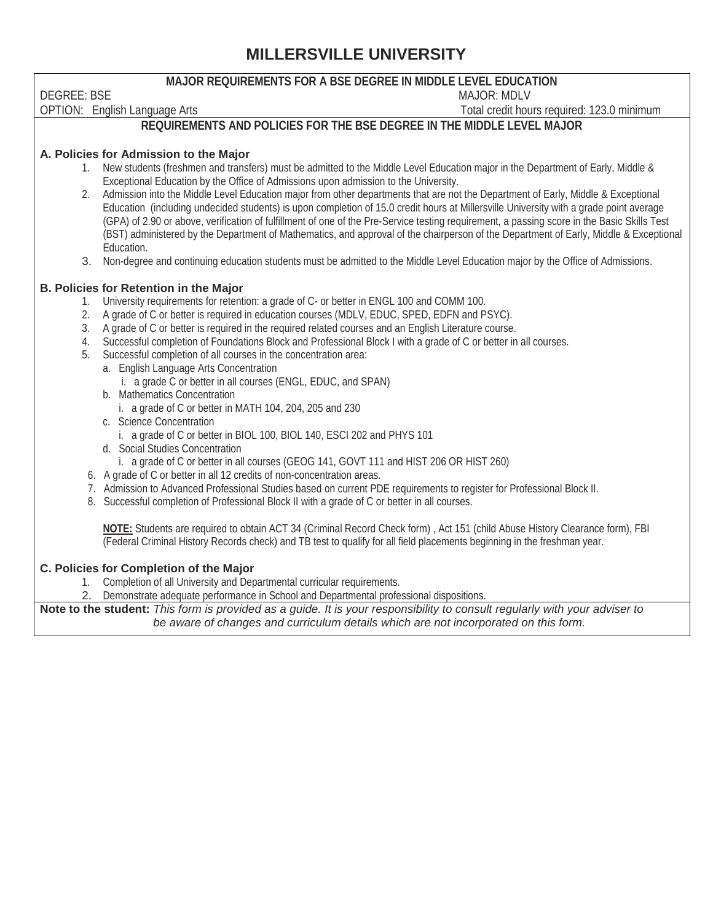# MILLERSVILLE UNIVERSITY

**MAJOR REQUIREMENTS FOR A BSE DEGREE IN MIDDLE LEVEL EDUCATION**

DEGREE: BSE MAJOR: MDLV

OPTION: English Language Arts Total credit hours required: 123.0 minimum

**REQUIREMENTS AND POLICIES FOR THE BSE DEGREE IN THE MIDDLE LEVEL MAJOR**

### A. Policies for Admission to the Major

1. New students (freshmen and transfers) must be admitted to the Middle Level Education major in the Department of Early, Middle & Exceptional Education by the Office of Admissions upon admission to the University.
2. Admission into the Middle Level Education major from other departments that are not the Department of Early, Middle & Exceptional Education (including undecided students) is upon completion of 15.0 credit hours at Millersville University with a grade point average (GPA) of 2.90 or above, verification of fulfillment of one of the Pre-Service testing requirement, a passing score in the Basic Skills Test (BST) administered by the Department of Mathematics, and approval of the chairperson of the Department of Early, Middle & Exceptional Education.
3. Non-degree and continuing education students must be admitted to the Middle Level Education major by the Office of Admissions.

### B. Policies for Retention in the Major

1. University requirements for retention: a grade of C- or better in ENGL 100 and COMM 100.
2. A grade of C or better is required in education courses (MDLV, EDUC, SPED, EDFN and PSYC).
3. A grade of C or better is required in the required related courses and an English Literature course.
4. Successful completion of Foundations Block and Professional Block I with a grade of C or better in all courses.
5. Successful completion of all courses in the concentration area:
   a. English Language Arts Concentration
      i. a grade C or better in all courses (ENGL, EDUC, and SPAN)
   b. Mathematics Concentration
      i. a grade of C or better in MATH 104, 204, 205 and 230
   c. Science Concentration
      i. a grade of C or better in BIOL 100, BIOL 140, ESCI 202 and PHYS 101
   d. Social Studies Concentration
      i. a grade of C or better in all courses (GEOG 141, GOVT 111 and HIST 206 OR HIST 260)
6. A grade of C or better in all 12 credits of non-concentration areas.
7. Admission to Advanced Professional Studies based on current PDE requirements to register for Professional Block II.
8. Successful completion of Professional Block II with a grade of C or better in all courses.

**NOTE:** Students are required to obtain ACT 34 (Criminal Record Check form) , Act 151 (child Abuse History Clearance form), FBI (Federal Criminal History Records check) and TB test to qualify for all field placements beginning in the freshman year.

### C. Policies for Completion of the Major

1. Completion of all University and Departmental curricular requirements.
2. Demonstrate adequate performance in School and Departmental professional dispositions.

**Note to the student:** *This form is provided as a guide. It is your responsibility to consult regularly with your adviser to be aware of changes and curriculum details which are not incorporated on this form.*